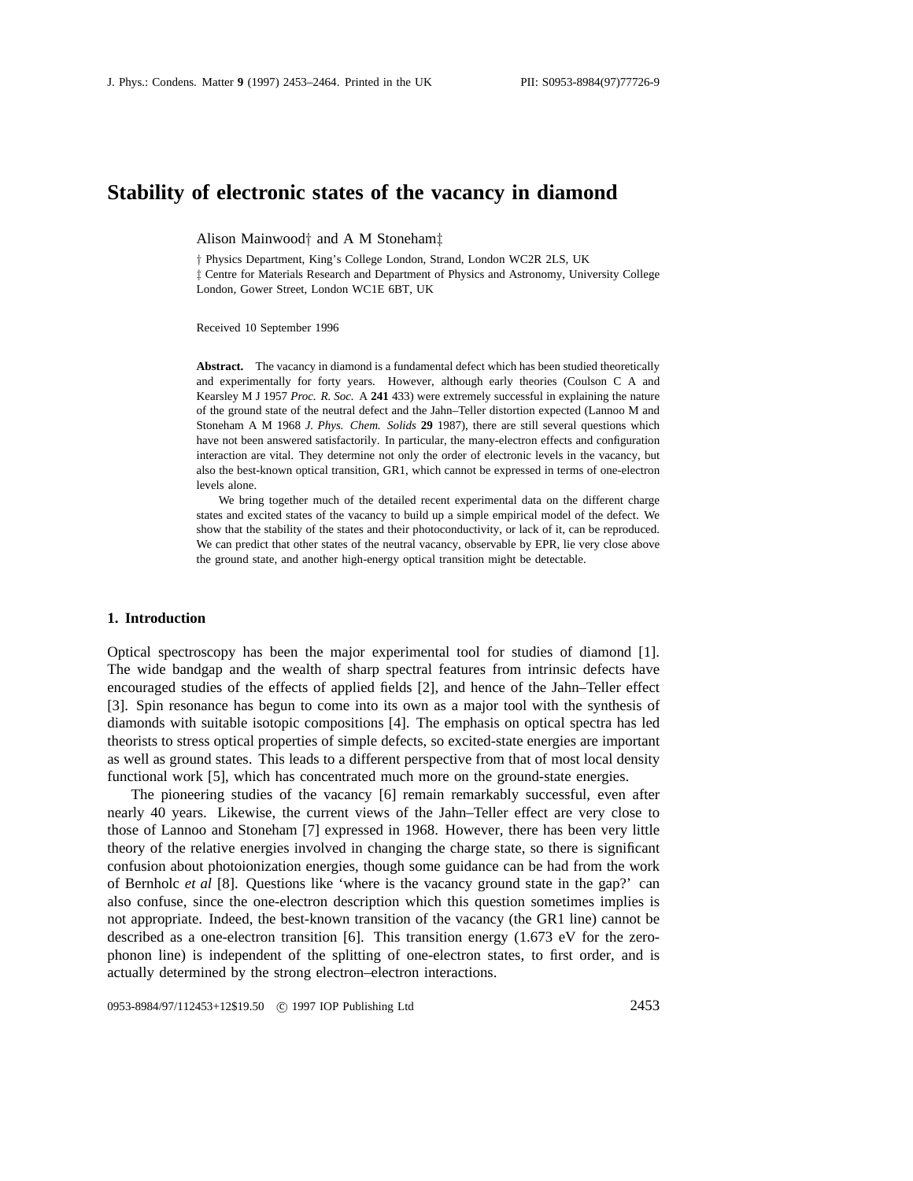# Stability of electronic states of the vacancy in diamond

Alison Mainwood† and A M Stoneham‡

† Physics Department, King's College London, Strand, London WC2R 2LS, UK
‡ Centre for Materials Research and Department of Physics and Astronomy, University College London, Gower Street, London WC1E 6BT, UK

Received 10 September 1996

**Abstract.** The vacancy in diamond is a fundamental defect which has been studied theoretically and experimentally for forty years. However, although early theories (Coulson C A and Kearsley M J 1957 *Proc. R. Soc.* A **241** 433) were extremely successful in explaining the nature of the ground state of the neutral defect and the Jahn–Teller distortion expected (Lannoo M and Stoneham A M 1968 *J. Phys. Chem. Solids* **29** 1987), there are still several questions which have not been answered satisfactorily. In particular, the many-electron effects and configuration interaction are vital. They determine not only the order of electronic levels in the vacancy, but also the best-known optical transition, GR1, which cannot be expressed in terms of one-electron levels alone.

We bring together much of the detailed recent experimental data on the different charge states and excited states of the vacancy to build up a simple empirical model of the defect. We show that the stability of the states and their photoconductivity, or lack of it, can be reproduced. We can predict that other states of the neutral vacancy, observable by EPR, lie very close above the ground state, and another high-energy optical transition might be detectable.

## 1. Introduction

Optical spectroscopy has been the major experimental tool for studies of diamond [1]. The wide bandgap and the wealth of sharp spectral features from intrinsic defects have encouraged studies of the effects of applied fields [2], and hence of the Jahn–Teller effect [3]. Spin resonance has begun to come into its own as a major tool with the synthesis of diamonds with suitable isotopic compositions [4]. The emphasis on optical spectra has led theorists to stress optical properties of simple defects, so excited-state energies are important as well as ground states. This leads to a different perspective from that of most local density functional work [5], which has concentrated much more on the ground-state energies.

The pioneering studies of the vacancy [6] remain remarkably successful, even after nearly 40 years. Likewise, the current views of the Jahn–Teller effect are very close to those of Lannoo and Stoneham [7] expressed in 1968. However, there has been very little theory of the relative energies involved in changing the charge state, so there is significant confusion about photoionization energies, though some guidance can be had from the work of Bernholc *et al* [8]. Questions like 'where is the vacancy ground state in the gap?' can also confuse, since the one-electron description which this question sometimes implies is not appropriate. Indeed, the best-known transition of the vacancy (the GR1 line) cannot be described as a one-electron transition [6]. This transition energy (1.673 eV for the zero-phonon line) is independent of the splitting of one-electron states, to first order, and is actually determined by the strong electron–electron interactions.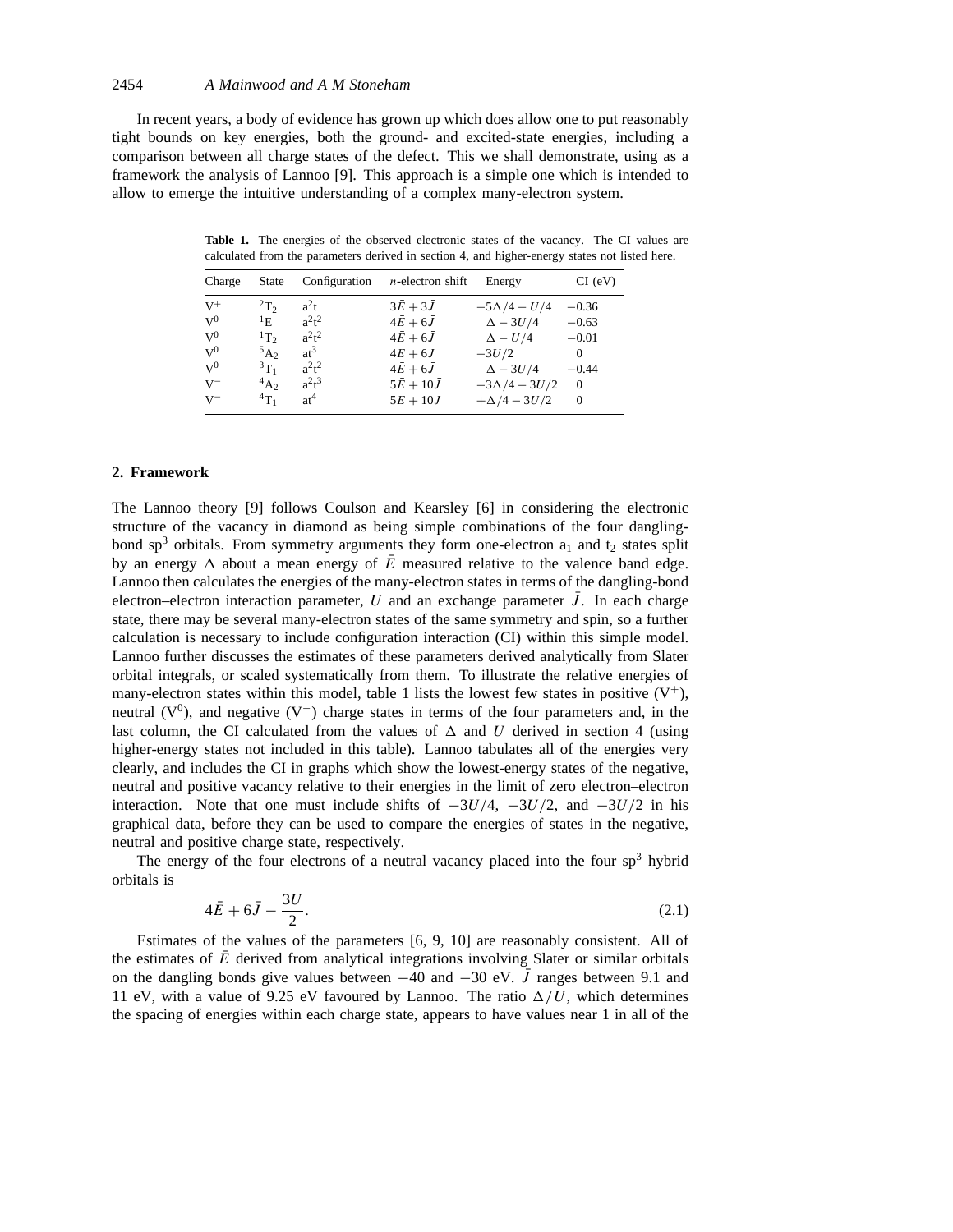In recent years, a body of evidence has grown up which does allow one to put reasonably tight bounds on key energies, both the ground- and excited-state energies, including a comparison between all charge states of the defect. This we shall demonstrate, using as a framework the analysis of Lannoo [9]. This approach is a simple one which is intended to allow to emerge the intuitive understanding of a complex many-electron system.

**Table 1.** The energies of the observed electronic states of the vacancy. The CI values are calculated from the parameters derived in section 4, and higher-energy states not listed here.

| Charge | State | Configuration | *n*-electron shift | Energy | CI (eV) |
|---|---|---|---|---|---|
| $V^+$ | $^2T_2$ | $a^2t$ | $3\bar{E} + 3\bar{J}$ | $-5\Delta/4 - U/4$ | $-0.36$ |
| $V^0$ | $^1E$ | $a^2t^2$ | $4\bar{E} + 6\bar{J}$ | $\Delta - 3U/4$ | $-0.63$ |
| $V^0$ | $^1T_2$ | $a^2t^2$ | $4\bar{E} + 6\bar{J}$ | $\Delta - U/4$ | $-0.01$ |
| $V^0$ | $^5A_2$ | $at^3$ | $4\bar{E} + 6\bar{J}$ | $-3U/2$ | 0 |
| $V^0$ | $^3T_1$ | $a^2t^2$ | $4\bar{E} + 6\bar{J}$ | $\Delta - 3U/4$ | $-0.44$ |
| $V^-$ | $^4A_2$ | $a^2t^3$ | $5\bar{E} + 10\bar{J}$ | $-3\Delta/4 - 3U/2$ | 0 |
| $V^-$ | $^4T_1$ | $at^4$ | $5\bar{E} + 10\bar{J}$ | $+\Delta/4 - 3U/2$ | 0 |

## 2. Framework

The Lannoo theory [9] follows Coulson and Kearsley [6] in considering the electronic structure of the vacancy in diamond as being simple combinations of the four dangling-bond $sp^3$ orbitals. From symmetry arguments they form one-electron $a_1$ and $t_2$ states split by an energy $\Delta$ about a mean energy of $\bar{E}$ measured relative to the valence band edge. Lannoo then calculates the energies of the many-electron states in terms of the dangling-bond electron–electron interaction parameter, $U$ and an exchange parameter $\bar{J}$. In each charge state, there may be several many-electron states of the same symmetry and spin, so a further calculation is necessary to include configuration interaction (CI) within this simple model. Lannoo further discusses the estimates of these parameters derived analytically from Slater orbital integrals, or scaled systematically from them. To illustrate the relative energies of many-electron states within this model, table 1 lists the lowest few states in positive ($V^+$), neutral ($V^0$), and negative ($V^-$) charge states in terms of the four parameters and, in the last column, the CI calculated from the values of $\Delta$ and $U$ derived in section 4 (using higher-energy states not included in this table). Lannoo tabulates all of the energies very clearly, and includes the CI in graphs which show the lowest-energy states of the negative, neutral and positive vacancy relative to their energies in the limit of zero electron–electron interaction. Note that one must include shifts of $-3U/4$, $-3U/2$, and $-3U/2$ in his graphical data, before they can be used to compare the energies of states in the negative, neutral and positive charge state, respectively.

The energy of the four electrons of a neutral vacancy placed into the four $sp^3$ hybrid orbitals is

$$4\bar{E} + 6\bar{J} - \frac{3U}{2}. \tag{2.1}$$

Estimates of the values of the parameters [6, 9, 10] are reasonably consistent. All of the estimates of $\bar{E}$ derived from analytical integrations involving Slater or similar orbitals on the dangling bonds give values between $-40$ and $-30$ eV. $\bar{J}$ ranges between 9.1 and 11 eV, with a value of 9.25 eV favoured by Lannoo. The ratio $\Delta/U$, which determines the spacing of energies within each charge state, appears to have values near 1 in all of the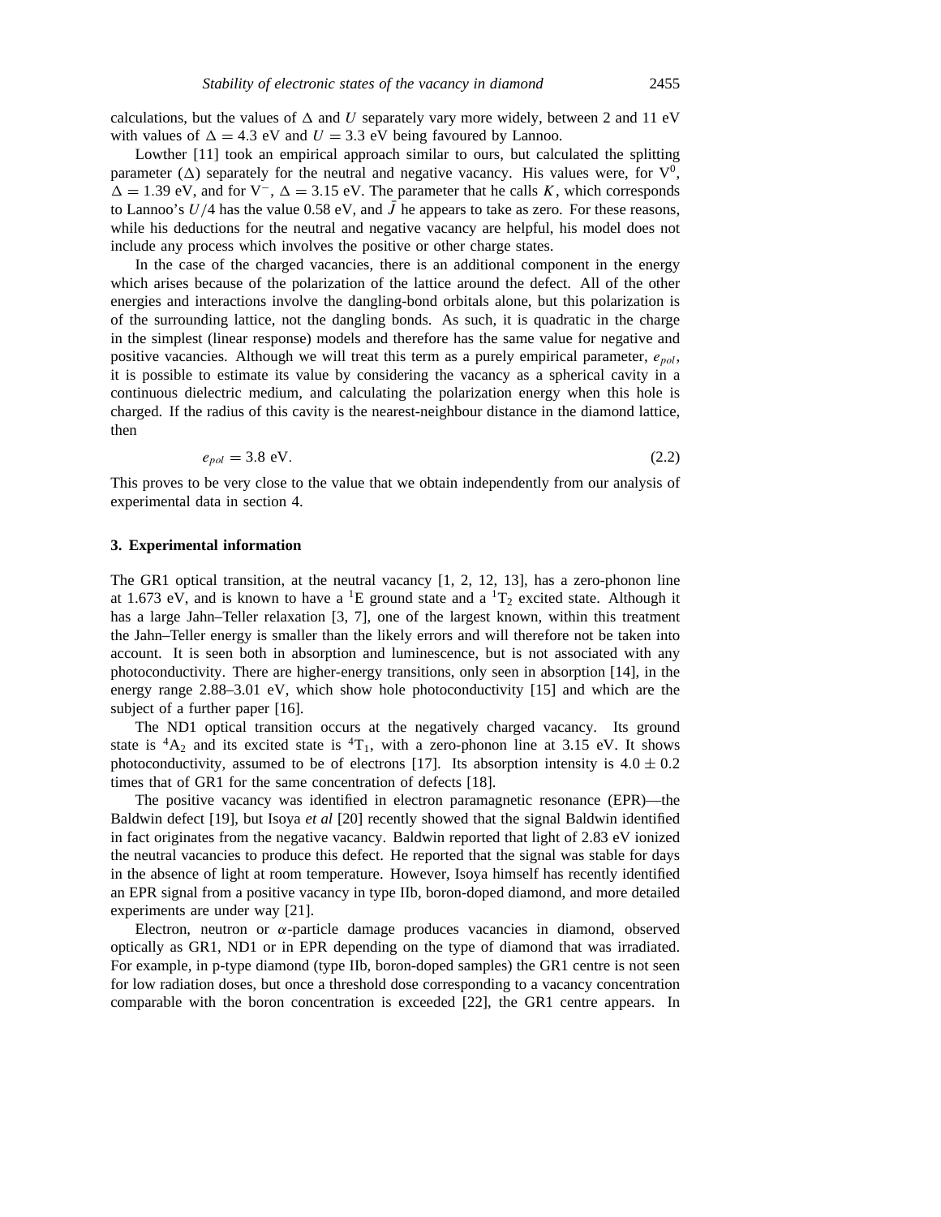calculations, but the values of $\Delta$ and $U$ separately vary more widely, between 2 and 11 eV with values of $\Delta = 4.3$ eV and $U = 3.3$ eV being favoured by Lannoo.

Lowther [11] took an empirical approach similar to ours, but calculated the splitting parameter ($\Delta$) separately for the neutral and negative vacancy. His values were, for $V^0$, $\Delta = 1.39$ eV, and for $V^-$, $\Delta = 3.15$ eV. The parameter that he calls $K$, which corresponds to Lannoo's $U/4$ has the value 0.58 eV, and $\bar{J}$ he appears to take as zero. For these reasons, while his deductions for the neutral and negative vacancy are helpful, his model does not include any process which involves the positive or other charge states.

In the case of the charged vacancies, there is an additional component in the energy which arises because of the polarization of the lattice around the defect. All of the other energies and interactions involve the dangling-bond orbitals alone, but this polarization is of the surrounding lattice, not the dangling bonds. As such, it is quadratic in the charge in the simplest (linear response) models and therefore has the same value for negative and positive vacancies. Although we will treat this term as a purely empirical parameter, $e_{pol}$, it is possible to estimate its value by considering the vacancy as a spherical cavity in a continuous dielectric medium, and calculating the polarization energy when this hole is charged. If the radius of this cavity is the nearest-neighbour distance in the diamond lattice, then

$$e_{pol} = 3.8 \text{ eV}. \tag{2.2}$$

This proves to be very close to the value that we obtain independently from our analysis of experimental data in section 4.

## 3. Experimental information

The GR1 optical transition, at the neutral vacancy [1, 2, 12, 13], has a zero-phonon line at 1.673 eV, and is known to have a $^1$E ground state and a $^1T_2$ excited state. Although it has a large Jahn–Teller relaxation [3, 7], one of the largest known, within this treatment the Jahn–Teller energy is smaller than the likely errors and will therefore not be taken into account. It is seen both in absorption and luminescence, but is not associated with any photoconductivity. There are higher-energy transitions, only seen in absorption [14], in the energy range 2.88–3.01 eV, which show hole photoconductivity [15] and which are the subject of a further paper [16].

The ND1 optical transition occurs at the negatively charged vacancy. Its ground state is $^4A_2$ and its excited state is $^4T_1$, with a zero-phonon line at 3.15 eV. It shows photoconductivity, assumed to be of electrons [17]. Its absorption intensity is $4.0 \pm 0.2$ times that of GR1 for the same concentration of defects [18].

The positive vacancy was identified in electron paramagnetic resonance (EPR)—the Baldwin defect [19], but Isoya *et al* [20] recently showed that the signal Baldwin identified in fact originates from the negative vacancy. Baldwin reported that light of 2.83 eV ionized the neutral vacancies to produce this defect. He reported that the signal was stable for days in the absence of light at room temperature. However, Isoya himself has recently identified an EPR signal from a positive vacancy in type IIb, boron-doped diamond, and more detailed experiments are under way [21].

Electron, neutron or $\alpha$-particle damage produces vacancies in diamond, observed optically as GR1, ND1 or in EPR depending on the type of diamond that was irradiated. For example, in p-type diamond (type IIb, boron-doped samples) the GR1 centre is not seen for low radiation doses, but once a threshold dose corresponding to a vacancy concentration comparable with the boron concentration is exceeded [22], the GR1 centre appears. In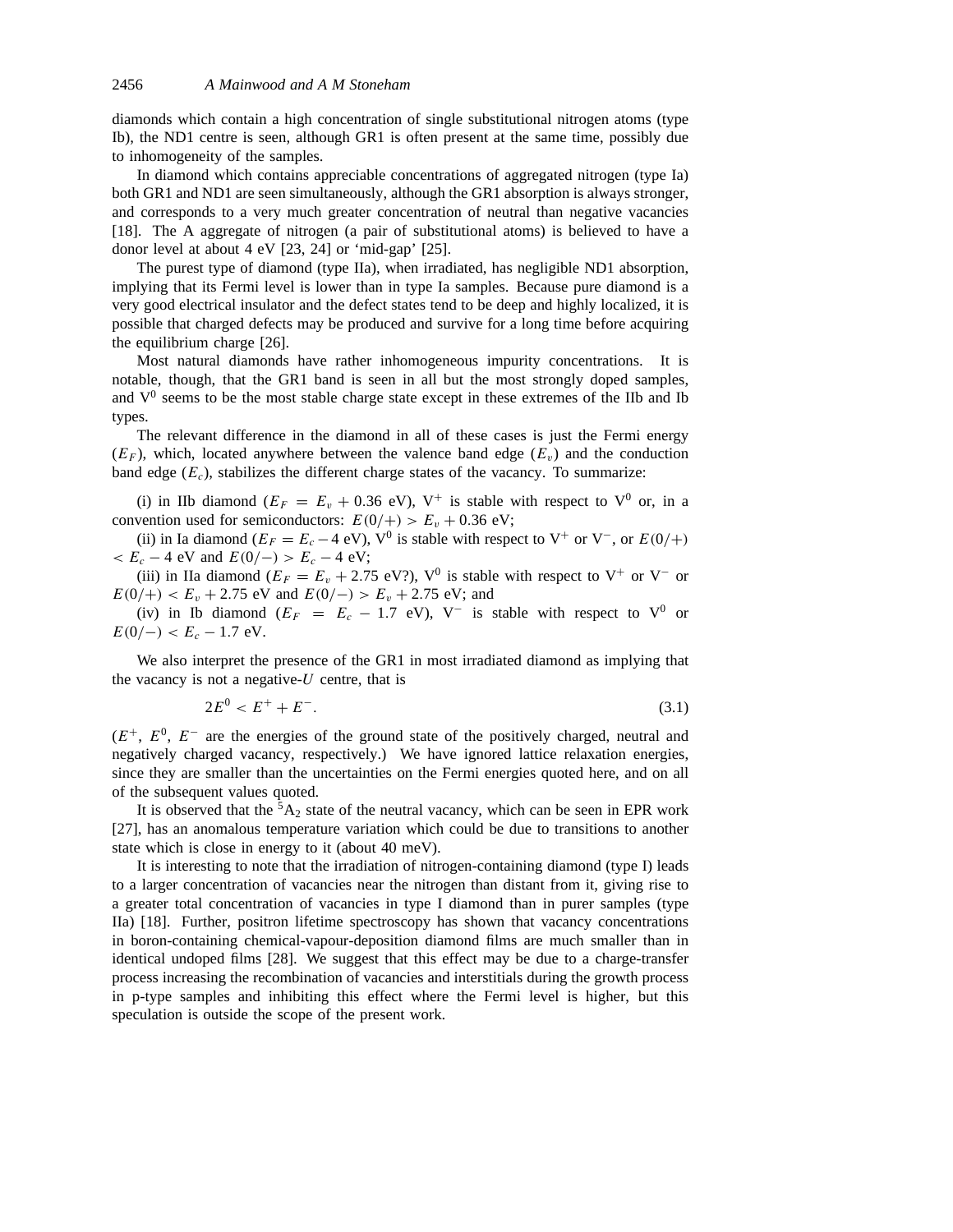diamonds which contain a high concentration of single substitutional nitrogen atoms (type Ib), the ND1 centre is seen, although GR1 is often present at the same time, possibly due to inhomogeneity of the samples.

In diamond which contains appreciable concentrations of aggregated nitrogen (type Ia) both GR1 and ND1 are seen simultaneously, although the GR1 absorption is always stronger, and corresponds to a very much greater concentration of neutral than negative vacancies [18]. The A aggregate of nitrogen (a pair of substitutional atoms) is believed to have a donor level at about 4 eV [23, 24] or 'mid-gap' [25].

The purest type of diamond (type IIa), when irradiated, has negligible ND1 absorption, implying that its Fermi level is lower than in type Ia samples. Because pure diamond is a very good electrical insulator and the defect states tend to be deep and highly localized, it is possible that charged defects may be produced and survive for a long time before acquiring the equilibrium charge [26].

Most natural diamonds have rather inhomogeneous impurity concentrations. It is notable, though, that the GR1 band is seen in all but the most strongly doped samples, and $V^0$ seems to be the most stable charge state except in these extremes of the IIb and Ib types.

The relevant difference in the diamond in all of these cases is just the Fermi energy ($E_F$), which, located anywhere between the valence band edge ($E_v$) and the conduction band edge ($E_c$), stabilizes the different charge states of the vacancy. To summarize:

(i) in IIb diamond ($E_F = E_v + 0.36$ eV), $V^+$ is stable with respect to $V^0$ or, in a convention used for semiconductors: $E(0/+) > E_v + 0.36$ eV;

(ii) in Ia diamond ($E_F = E_c - 4$ eV), $V^0$ is stable with respect to $V^+$ or $V^-$, or $E(0/+) < E_c - 4$ eV and $E(0/-) > E_c - 4$ eV;

(iii) in IIa diamond ($E_F = E_v + 2.75$ eV?), $V^0$ is stable with respect to $V^+$ or $V^-$ or $E(0/+) < E_v + 2.75$ eV and $E(0/-) > E_v + 2.75$ eV; and

(iv) in Ib diamond ($E_F = E_c - 1.7$ eV), $V^-$ is stable with respect to $V^0$ or $E(0/-) < E_c - 1.7$ eV.

We also interpret the presence of the GR1 in most irradiated diamond as implying that the vacancy is not a negative-$U$ centre, that is

$$2E^0 < E^+ + E^-. \tag{3.1}$$

($E^+$, $E^0$, $E^-$ are the energies of the ground state of the positively charged, neutral and negatively charged vacancy, respectively.) We have ignored lattice relaxation energies, since they are smaller than the uncertainties on the Fermi energies quoted here, and on all of the subsequent values quoted.

It is observed that the $^5A_2$ state of the neutral vacancy, which can be seen in EPR work [27], has an anomalous temperature variation which could be due to transitions to another state which is close in energy to it (about 40 meV).

It is interesting to note that the irradiation of nitrogen-containing diamond (type I) leads to a larger concentration of vacancies near the nitrogen than distant from it, giving rise to a greater total concentration of vacancies in type I diamond than in purer samples (type IIa) [18]. Further, positron lifetime spectroscopy has shown that vacancy concentrations in boron-containing chemical-vapour-deposition diamond films are much smaller than in identical undoped films [28]. We suggest that this effect may be due to a charge-transfer process increasing the recombination of vacancies and interstitials during the growth process in p-type samples and inhibiting this effect where the Fermi level is higher, but this speculation is outside the scope of the present work.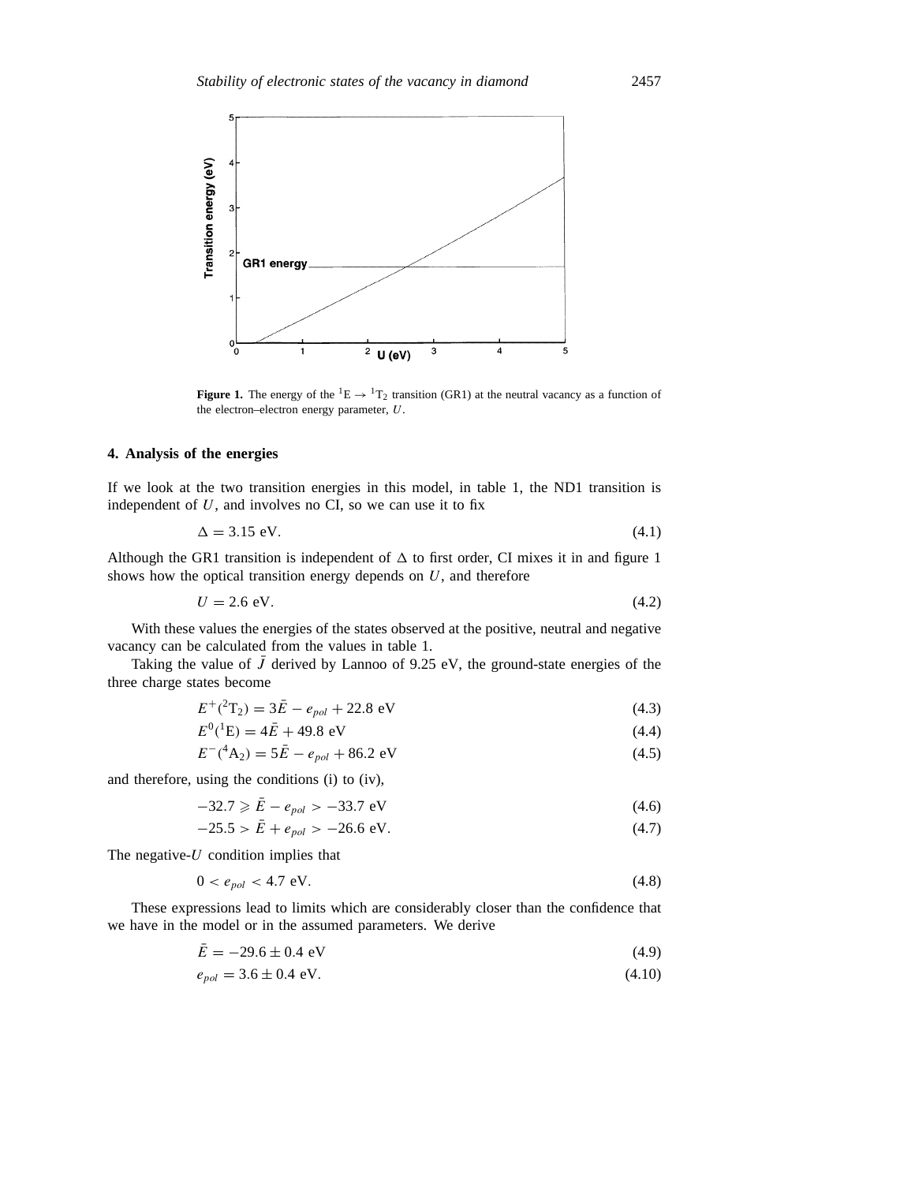**Figure 1.** The energy of the $^1E \rightarrow {}^1T_2$ transition (GR1) at the neutral vacancy as a function of the electron–electron energy parameter, $U$.

## 4. Analysis of the energies

If we look at the two transition energies in this model, in table 1, the ND1 transition is independent of $U$, and involves no CI, so we can use it to fix

$$\Delta = 3.15 \text{ eV}. \tag{4.1}$$

Although the GR1 transition is independent of $\Delta$ to first order, CI mixes it in and figure 1 shows how the optical transition energy depends on $U$, and therefore

$$U = 2.6 \text{ eV}. \tag{4.2}$$

With these values the energies of the states observed at the positive, neutral and negative vacancy can be calculated from the values in table 1.

Taking the value of $\bar{J}$ derived by Lannoo of 9.25 eV, the ground-state energies of the three charge states become

$$E^+(^2T_2) = 3\bar{E} - e_{pol} + 22.8 \text{ eV} \tag{4.3}$$

$$E^0(^1E) = 4\bar{E} + 49.8 \text{ eV} \tag{4.4}$$

$$E^-(^4A_2) = 5\bar{E} - e_{pol} + 86.2 \text{ eV} \tag{4.5}$$

and therefore, using the conditions (i) to (iv),

$$-32.7 \geqslant \bar{E} - e_{pol} > -33.7 \text{ eV} \tag{4.6}$$

$$-25.5 > \bar{E} + e_{pol} > -26.6 \text{ eV}. \tag{4.7}$$

The negative-$U$ condition implies that

$$0 < e_{pol} < 4.7 \text{ eV}. \tag{4.8}$$

These expressions lead to limits which are considerably closer than the confidence that we have in the model or in the assumed parameters. We derive

$$\bar{E} = -29.6 \pm 0.4 \text{ eV} \tag{4.9}$$

$$e_{pol} = 3.6 \pm 0.4 \text{ eV}. \tag{4.10}$$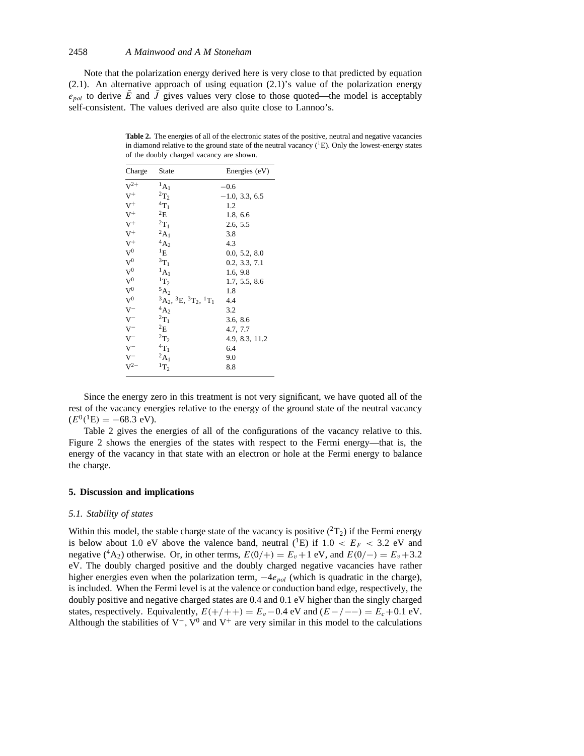Note that the polarization energy derived here is very close to that predicted by equation (2.1). An alternative approach of using equation (2.1)'s value of the polarization energy $e_{pol}$ to derive $\bar{E}$ and $\bar{J}$ gives values very close to those quoted—the model is acceptably self-consistent. The values derived are also quite close to Lannoo's.

**Table 2.** The energies of all of the electronic states of the positive, neutral and negative vacancies in diamond relative to the ground state of the neutral vacancy ($^1$E). Only the lowest-energy states of the doubly charged vacancy are shown.

| Charge | State | Energies (eV) |
|---|---|---|
| $V^{2+}$ | $^1A_1$ | −0.6 |
| $V^+$ | $^2T_2$ | −1.0, 3.3, 6.5 |
| $V^+$ | $^4T_1$ | 1.2 |
| $V^+$ | $^2E$ | 1.8, 6.6 |
| $V^+$ | $^2T_1$ | 2.6, 5.5 |
| $V^+$ | $^2A_1$ | 3.8 |
| $V^+$ | $^4A_2$ | 4.3 |
| $V^0$ | $^1E$ | 0.0, 5.2, 8.0 |
| $V^0$ | $^3T_1$ | 0.2, 3.3, 7.1 |
| $V^0$ | $^1A_1$ | 1.6, 9.8 |
| $V^0$ | $^1T_2$ | 1.7, 5.5, 8.6 |
| $V^0$ | $^5A_2$ | 1.8 |
| $V^0$ | $^3A_2$, $^3E$, $^3T_2$, $^1T_1$ | 4.4 |
| $V^-$ | $^4A_2$ | 3.2 |
| $V^-$ | $^2T_1$ | 3.6, 8.6 |
| $V^-$ | $^2E$ | 4.7, 7.7 |
| $V^-$ | $^2T_2$ | 4.9, 8.3, 11.2 |
| $V^-$ | $^4T_1$ | 6.4 |
| $V^-$ | $^2A_1$ | 9.0 |
| $V^{2-}$ | $^1T_2$ | 8.8 |

Since the energy zero in this treatment is not very significant, we have quoted all of the rest of the vacancy energies relative to the energy of the ground state of the neutral vacancy ($E^0(^1\mathrm{E}) = -68.3$ eV).

Table 2 gives the energies of all of the configurations of the vacancy relative to this. Figure 2 shows the energies of the states with respect to the Fermi energy—that is, the energy of the vacancy in that state with an electron or hole at the Fermi energy to balance the charge.

## 5. Discussion and implications

### 5.1. Stability of states

Within this model, the stable charge state of the vacancy is positive ($^2T_2$) if the Fermi energy is below about 1.0 eV above the valence band, neutral ($^1$E) if $1.0 < E_F < 3.2$ eV and negative ($^4A_2$) otherwise. Or, in other terms, $E(0/+) = E_v + 1$ eV, and $E(0/-) = E_v + 3.2$ eV. The doubly charged positive and the doubly charged negative vacancies have rather higher energies even when the polarization term, $-4e_{pol}$ (which is quadratic in the charge), is included. When the Fermi level is at the valence or conduction band edge, respectively, the doubly positive and negative charged states are 0.4 and 0.1 eV higher than the singly charged states, respectively. Equivalently, $E(+/++) = E_v - 0.4$ eV and $(E-/--) = E_c + 0.1$ eV. Although the stabilities of $V^-$, $V^0$ and $V^+$ are very similar in this model to the calculations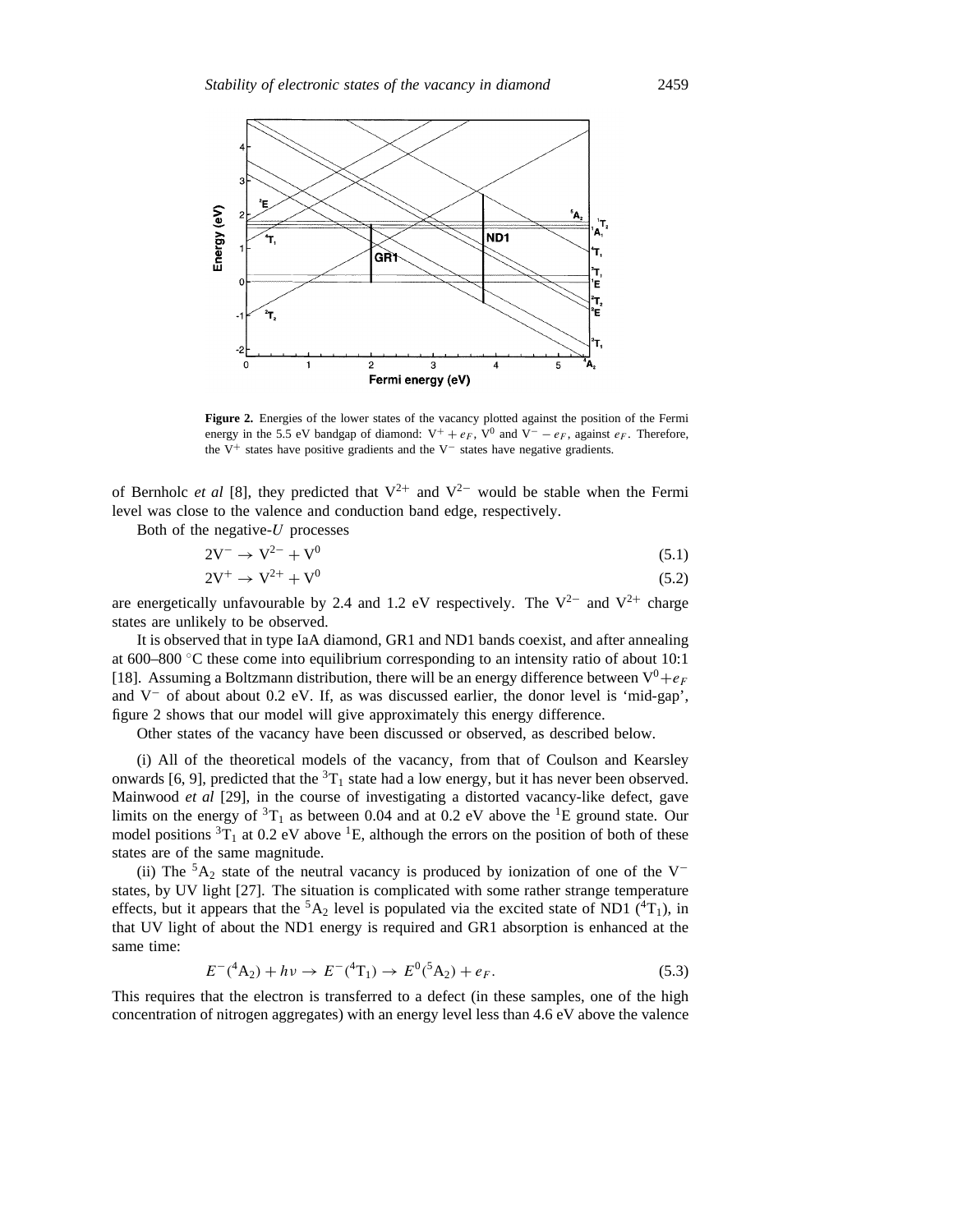**Figure 2.** Energies of the lower states of the vacancy plotted against the position of the Fermi energy in the 5.5 eV bandgap of diamond: $V^+ + e_F$, $V^0$ and $V^- - e_F$, against $e_F$. Therefore, the $V^+$ states have positive gradients and the $V^-$ states have negative gradients.

of Bernholc *et al* [8], they predicted that $V^{2+}$ and $V^{2-}$ would be stable when the Fermi level was close to the valence and conduction band edge, respectively.

Both of the negative-$U$ processes

$$2V^- \rightarrow V^{2-} + V^0 \tag{5.1}$$

$$2V^+ \rightarrow V^{2+} + V^0 \tag{5.2}$$

are energetically unfavourable by 2.4 and 1.2 eV respectively. The $V^{2-}$ and $V^{2+}$ charge states are unlikely to be observed.

It is observed that in type IaA diamond, GR1 and ND1 bands coexist, and after annealing at 600–800 °C these come into equilibrium corresponding to an intensity ratio of about 10:1 [18]. Assuming a Boltzmann distribution, there will be an energy difference between $V^0 + e_F$ and $V^-$ of about about 0.2 eV. If, as was discussed earlier, the donor level is 'mid-gap', figure 2 shows that our model will give approximately this energy difference.

Other states of the vacancy have been discussed or observed, as described below.

(i) All of the theoretical models of the vacancy, from that of Coulson and Kearsley onwards [6, 9], predicted that the $^3T_1$ state had a low energy, but it has never been observed. Mainwood *et al* [29], in the course of investigating a distorted vacancy-like defect, gave limits on the energy of $^3T_1$ as between 0.04 and at 0.2 eV above the $^1E$ ground state. Our model positions $^3T_1$ at 0.2 eV above $^1E$, although the errors on the position of both of these states are of the same magnitude.

(ii) The $^5A_2$ state of the neutral vacancy is produced by ionization of one of the $V^-$ states, by UV light [27]. The situation is complicated with some rather strange temperature effects, but it appears that the $^5A_2$ level is populated via the excited state of ND1 ($^4T_1$), in that UV light of about the ND1 energy is required and GR1 absorption is enhanced at the same time:

$$E^-(^4A_2) + h\nu \rightarrow E^-(^4T_1) \rightarrow E^0(^5A_2) + e_F. \tag{5.3}$$

This requires that the electron is transferred to a defect (in these samples, one of the high concentration of nitrogen aggregates) with an energy level less than 4.6 eV above the valence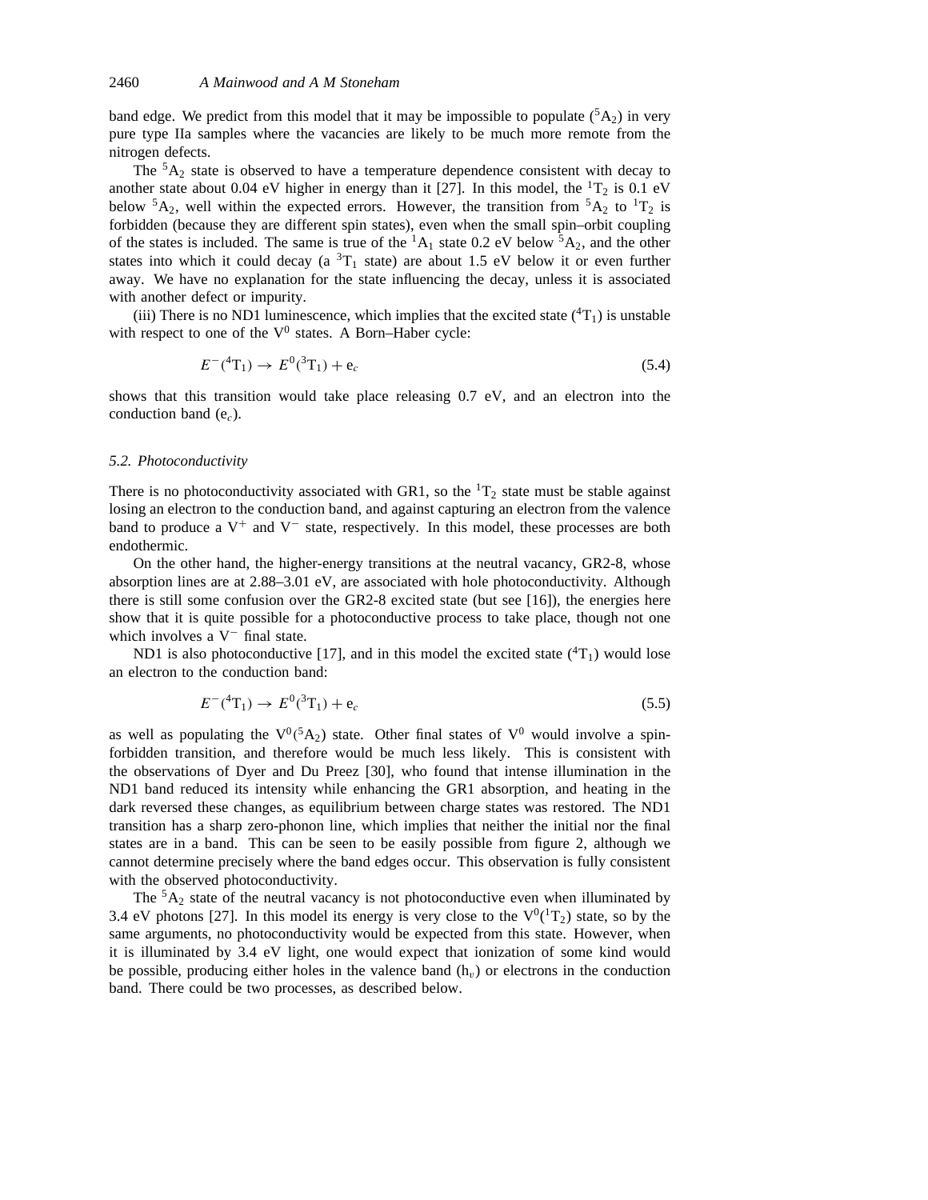band edge. We predict from this model that it may be impossible to populate ($^5A_2$) in very pure type IIa samples where the vacancies are likely to be much more remote from the nitrogen defects.

The $^5A_2$ state is observed to have a temperature dependence consistent with decay to another state about 0.04 eV higher in energy than it [27]. In this model, the $^1T_2$ is 0.1 eV below $^5A_2$, well within the expected errors. However, the transition from $^5A_2$ to $^1T_2$ is forbidden (because they are different spin states), even when the small spin–orbit coupling of the states is included. The same is true of the $^1A_1$ state 0.2 eV below $^5A_2$, and the other states into which it could decay (a $^3T_1$ state) are about 1.5 eV below it or even further away. We have no explanation for the state influencing the decay, unless it is associated with another defect or impurity.

(iii) There is no ND1 luminescence, which implies that the excited state ($^4T_1$) is unstable with respect to one of the $V^0$ states. A Born–Haber cycle:

$$E^-(^4T_1) \rightarrow E^0(^3T_1) + e_c \tag{5.4}$$

shows that this transition would take place releasing 0.7 eV, and an electron into the conduction band ($e_c$).

### 5.2. Photoconductivity

There is no photoconductivity associated with GR1, so the $^1T_2$ state must be stable against losing an electron to the conduction band, and against capturing an electron from the valence band to produce a $V^+$ and $V^-$ state, respectively. In this model, these processes are both endothermic.

On the other hand, the higher-energy transitions at the neutral vacancy, GR2-8, whose absorption lines are at 2.88–3.01 eV, are associated with hole photoconductivity. Although there is still some confusion over the GR2-8 excited state (but see [16]), the energies here show that it is quite possible for a photoconductive process to take place, though not one which involves a $V^-$ final state.

ND1 is also photoconductive [17], and in this model the excited state ($^4T_1$) would lose an electron to the conduction band:

$$E^-(^4T_1) \rightarrow E^0(^3T_1) + e_c \tag{5.5}$$

as well as populating the $V^0(^5A_2)$ state. Other final states of $V^0$ would involve a spin-forbidden transition, and therefore would be much less likely. This is consistent with the observations of Dyer and Du Preez [30], who found that intense illumination in the ND1 band reduced its intensity while enhancing the GR1 absorption, and heating in the dark reversed these changes, as equilibrium between charge states was restored. The ND1 transition has a sharp zero-phonon line, which implies that neither the initial nor the final states are in a band. This can be seen to be easily possible from figure 2, although we cannot determine precisely where the band edges occur. This observation is fully consistent with the observed photoconductivity.

The $^5A_2$ state of the neutral vacancy is not photoconductive even when illuminated by 3.4 eV photons [27]. In this model its energy is very close to the $V^0(^1T_2)$ state, so by the same arguments, no photoconductivity would be expected from this state. However, when it is illuminated by 3.4 eV light, one would expect that ionization of some kind would be possible, producing either holes in the valence band ($h_v$) or electrons in the conduction band. There could be two processes, as described below.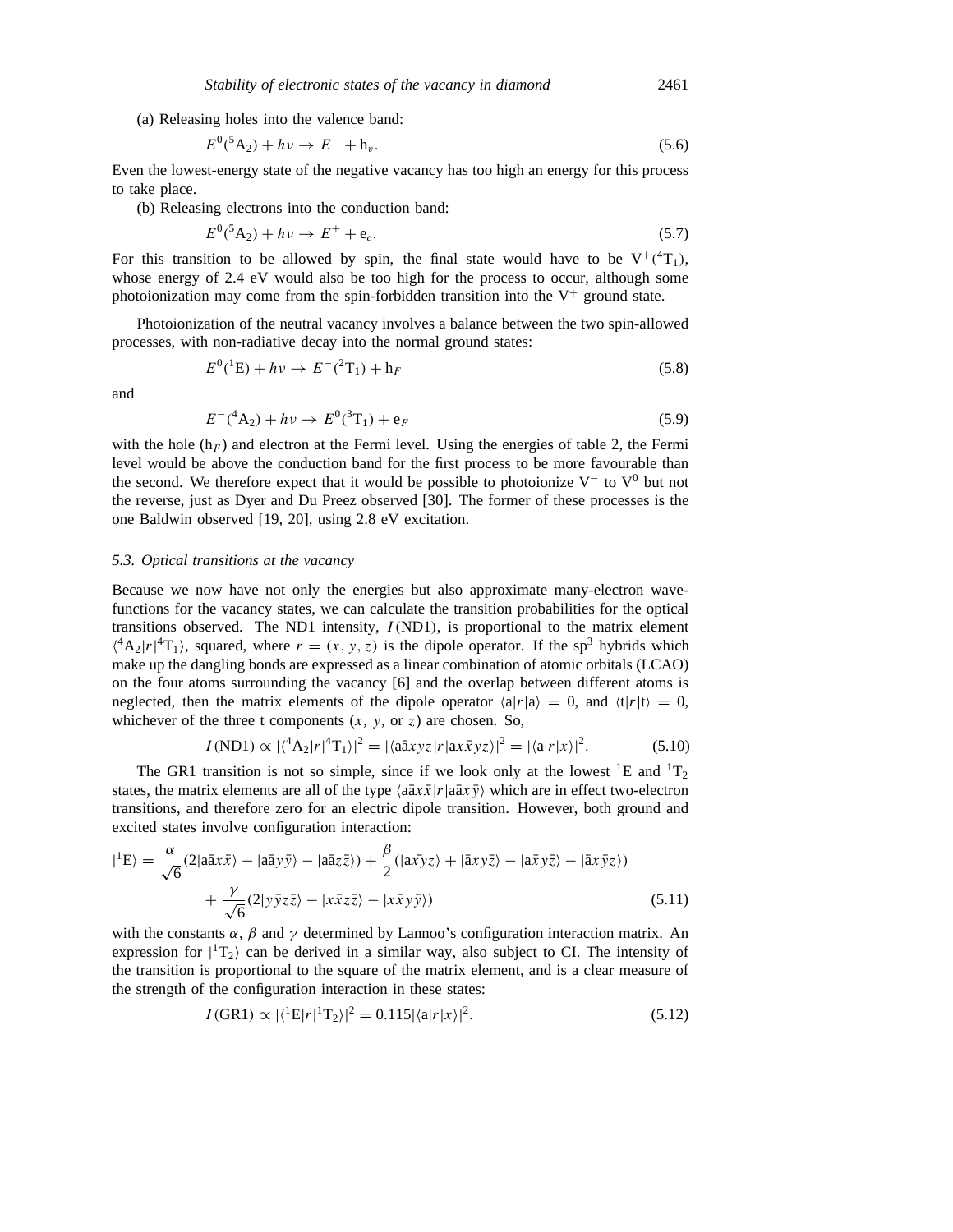(a) Releasing holes into the valence band:

$$E^0(^5\mathrm{A}_2) + h\nu \to E^- + \mathrm{h}_v. \tag{5.6}$$

Even the lowest-energy state of the negative vacancy has too high an energy for this process to take place.

(b) Releasing electrons into the conduction band:

$$E^0(^5\mathrm{A}_2) + h\nu \to E^+ + \mathrm{e}_c. \tag{5.7}$$

For this transition to be allowed by spin, the final state would have to be $\mathrm{V}^+(^4\mathrm{T}_1)$, whose energy of 2.4 eV would also be too high for the process to occur, although some photoionization may come from the spin-forbidden transition into the $\mathrm{V}^+$ ground state.

Photoionization of the neutral vacancy involves a balance between the two spin-allowed processes, with non-radiative decay into the normal ground states:

$$E^0(^1\mathrm{E}) + h\nu \to E^-(^2\mathrm{T}_1) + \mathrm{h}_F \tag{5.8}$$

and

$$E^-(^4\mathrm{A}_2) + h\nu \to E^0(^3\mathrm{T}_1) + \mathrm{e}_F \tag{5.9}$$

with the hole ($\mathrm{h}_F$) and electron at the Fermi level. Using the energies of table 2, the Fermi level would be above the conduction band for the first process to be more favourable than the second. We therefore expect that it would be possible to photoionize $\mathrm{V}^-$ to $\mathrm{V}^0$ but not the reverse, just as Dyer and Du Preez observed [30]. The former of these processes is the one Baldwin observed [19, 20], using 2.8 eV excitation.

### *5.3. Optical transitions at the vacancy*

Because we now have not only the energies but also approximate many-electron wavefunctions for the vacancy states, we can calculate the transition probabilities for the optical transitions observed. The ND1 intensity, $I(\mathrm{ND1})$, is proportional to the matrix element $\langle ^4\mathrm{A}_2|r|^4\mathrm{T}_1\rangle$, squared, where $r = (x, y, z)$ is the dipole operator. If the $\mathrm{sp}^3$ hybrids which make up the dangling bonds are expressed as a linear combination of atomic orbitals (LCAO) on the four atoms surrounding the vacancy [6] and the overlap between different atoms is neglected, then the matrix elements of the dipole operator $\langle \mathrm{a}|r|\mathrm{a}\rangle = 0$, and $\langle \mathrm{t}|r|\mathrm{t}\rangle = 0$, whichever of the three t components ($x$, $y$, or $z$) are chosen. So,

$$I(\mathrm{ND1}) \propto |\langle ^4\mathrm{A}_2|r|^4\mathrm{T}_1\rangle|^2 = |\langle \mathrm{a}\bar{\mathrm{a}}xyz|r|\mathrm{a}x\bar{x}yz\rangle|^2 = |\langle \mathrm{a}|r|x\rangle|^2. \tag{5.10}$$

The GR1 transition is not so simple, since if we look only at the lowest $^1\mathrm{E}$ and $^1\mathrm{T}_2$ states, the matrix elements are all of the type $\langle \mathrm{a}\bar{\mathrm{a}}x\bar{x}|r|\mathrm{a}\bar{\mathrm{a}}x\bar{y}\rangle$ which are in effect two-electron transitions, and therefore zero for an electric dipole transition. However, both ground and excited states involve configuration interaction:

$$\begin{aligned} |^1\mathrm{E}\rangle = \frac{\alpha}{\sqrt{6}}(2|\mathrm{a}\bar{\mathrm{a}}x\bar{x}\rangle - |\mathrm{a}\bar{\mathrm{a}}y\bar{y}\rangle - |\mathrm{a}\bar{\mathrm{a}}z\bar{z}\rangle) + \frac{\beta}{2}(|\mathrm{a}\bar{x}yz\rangle + |\bar{\mathrm{a}}xy\bar{z}\rangle - |\mathrm{a}\bar{x}y\bar{z}\rangle - |\bar{\mathrm{a}}x\bar{y}z\rangle) \\ + \frac{\gamma}{\sqrt{6}}(2|y\bar{y}z\bar{z}\rangle - |x\bar{x}z\bar{z}\rangle - |x\bar{x}y\bar{y}\rangle) \end{aligned} \tag{5.11}$$

with the constants $\alpha$, $\beta$ and $\gamma$ determined by Lannoo's configuration interaction matrix. An expression for $|^1\mathrm{T}_2\rangle$ can be derived in a similar way, also subject to CI. The intensity of the transition is proportional to the square of the matrix element, and is a clear measure of the strength of the configuration interaction in these states:

$$I(\mathrm{GR1}) \propto |\langle ^1\mathrm{E}|r|^1\mathrm{T}_2\rangle|^2 = 0.115|\langle \mathrm{a}|r|x\rangle|^2. \tag{5.12}$$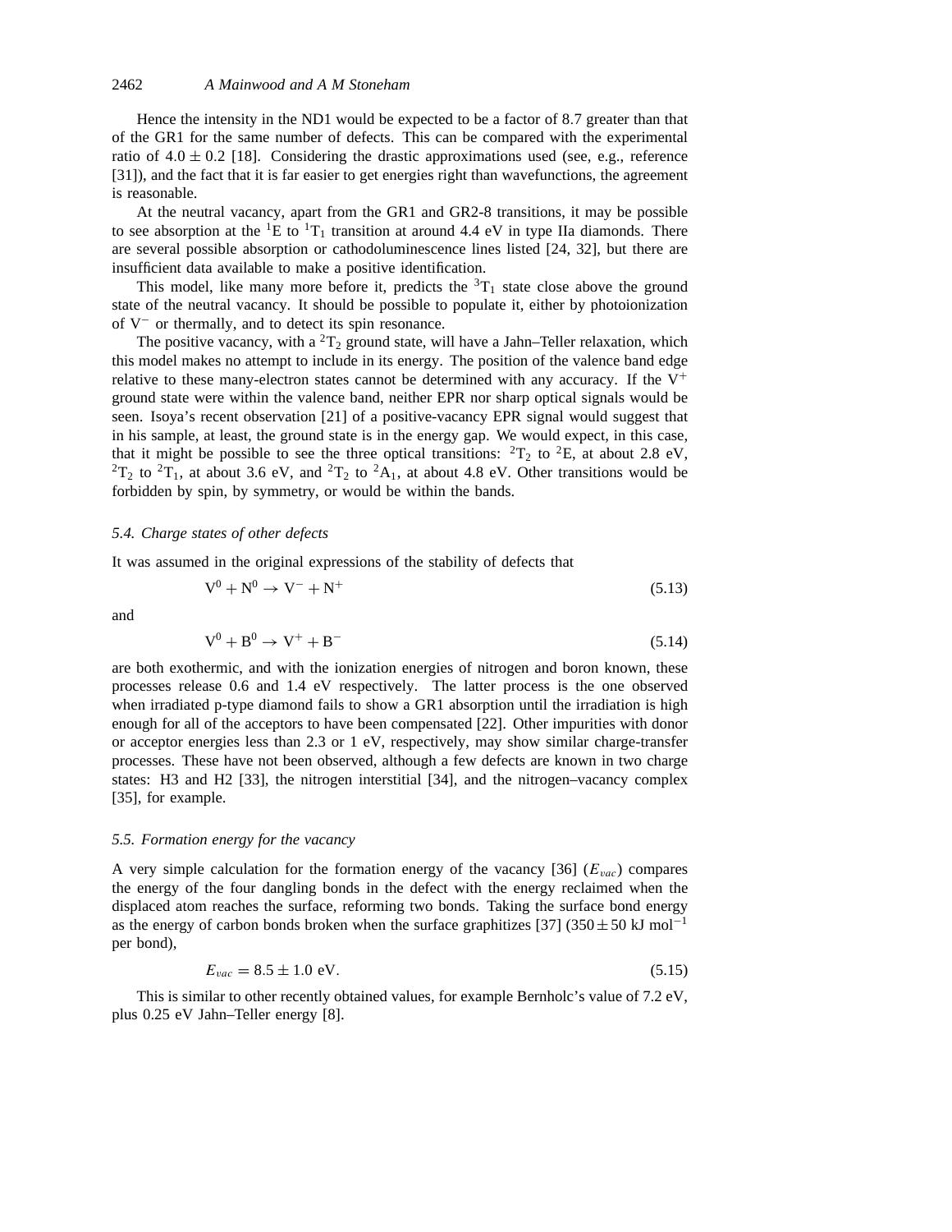Hence the intensity in the ND1 would be expected to be a factor of 8.7 greater than that of the GR1 for the same number of defects. This can be compared with the experimental ratio of $4.0 \pm 0.2$ [18]. Considering the drastic approximations used (see, e.g., reference [31]), and the fact that it is far easier to get energies right than wavefunctions, the agreement is reasonable.

At the neutral vacancy, apart from the GR1 and GR2-8 transitions, it may be possible to see absorption at the $^1E$ to $^1T_1$ transition at around 4.4 eV in type IIa diamonds. There are several possible absorption or cathodoluminescence lines listed [24, 32], but there are insufficient data available to make a positive identification.

This model, like many more before it, predicts the $^3T_1$ state close above the ground state of the neutral vacancy. It should be possible to populate it, either by photoionization of $V^-$ or thermally, and to detect its spin resonance.

The positive vacancy, with a $^2T_2$ ground state, will have a Jahn–Teller relaxation, which this model makes no attempt to include in its energy. The position of the valence band edge relative to these many-electron states cannot be determined with any accuracy. If the $V^+$ ground state were within the valence band, neither EPR nor sharp optical signals would be seen. Isoya's recent observation [21] of a positive-vacancy EPR signal would suggest that in his sample, at least, the ground state is in the energy gap. We would expect, in this case, that it might be possible to see the three optical transitions: $^2T_2$ to $^2E$, at about 2.8 eV, $^2T_2$ to $^2T_1$, at about 3.6 eV, and $^2T_2$ to $^2A_1$, at about 4.8 eV. Other transitions would be forbidden by spin, by symmetry, or would be within the bands.

### *5.4. Charge states of other defects*

It was assumed in the original expressions of the stability of defects that

$$V^0 + N^0 \rightarrow V^- + N^+ \tag{5.13}$$

and

$$V^0 + B^0 \rightarrow V^+ + B^- \tag{5.14}$$

are both exothermic, and with the ionization energies of nitrogen and boron known, these processes release 0.6 and 1.4 eV respectively. The latter process is the one observed when irradiated p-type diamond fails to show a GR1 absorption until the irradiation is high enough for all of the acceptors to have been compensated [22]. Other impurities with donor or acceptor energies less than 2.3 or 1 eV, respectively, may show similar charge-transfer processes. These have not been observed, although a few defects are known in two charge states: H3 and H2 [33], the nitrogen interstitial [34], and the nitrogen–vacancy complex [35], for example.

### *5.5. Formation energy for the vacancy*

A very simple calculation for the formation energy of the vacancy [36] ($E_{vac}$) compares the energy of the four dangling bonds in the defect with the energy reclaimed when the displaced atom reaches the surface, reforming two bonds. Taking the surface bond energy as the energy of carbon bonds broken when the surface graphitizes [37] ($350 \pm 50$ kJ mol$^{-1}$ per bond),

$$E_{vac} = 8.5 \pm 1.0 \text{ eV}. \tag{5.15}$$

This is similar to other recently obtained values, for example Bernholc's value of 7.2 eV, plus 0.25 eV Jahn–Teller energy [8].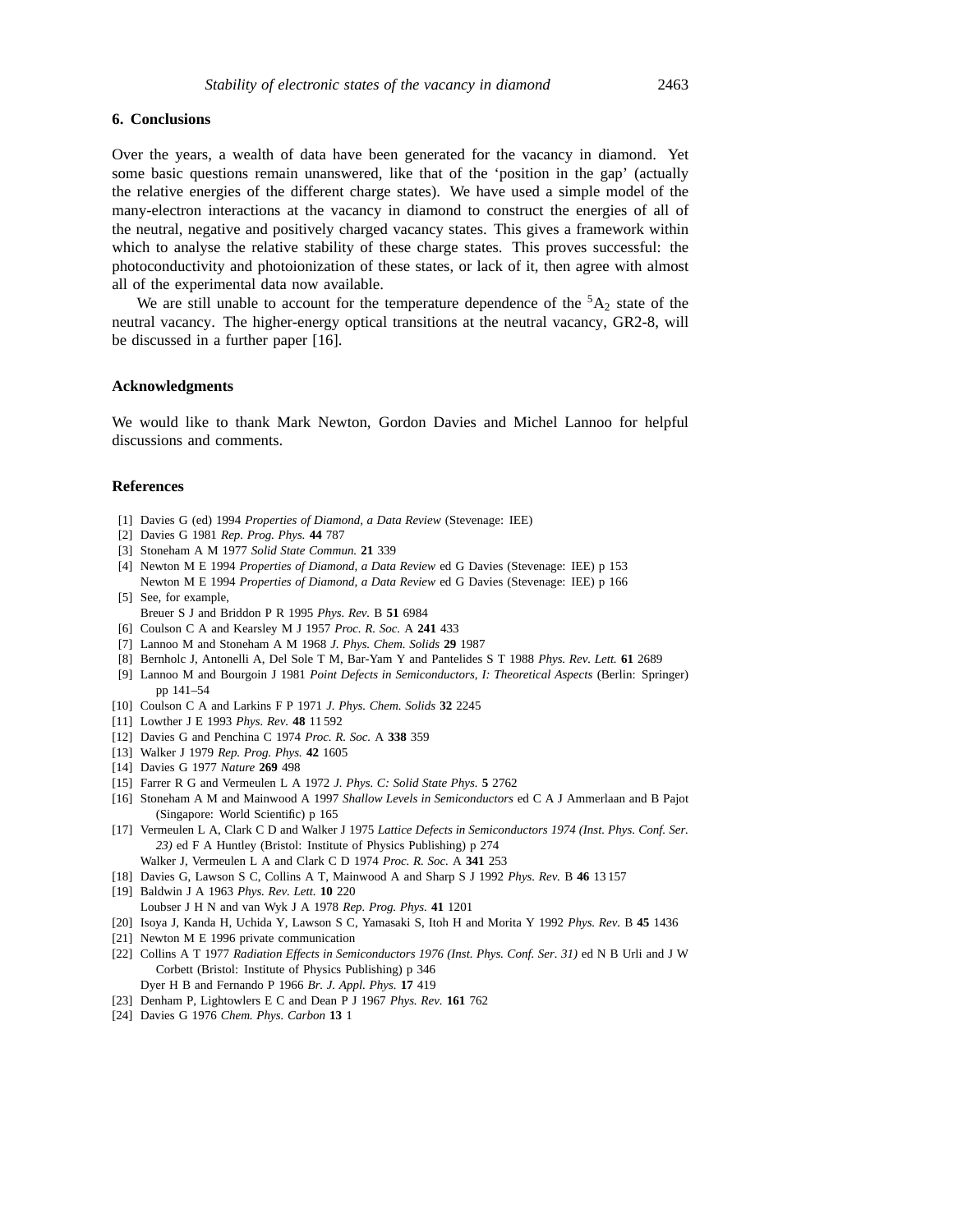## 6. Conclusions

Over the years, a wealth of data have been generated for the vacancy in diamond. Yet some basic questions remain unanswered, like that of the 'position in the gap' (actually the relative energies of the different charge states). We have used a simple model of the many-electron interactions at the vacancy in diamond to construct the energies of all of the neutral, negative and positively charged vacancy states. This gives a framework within which to analyse the relative stability of these charge states. This proves successful: the photoconductivity and photoionization of these states, or lack of it, then agree with almost all of the experimental data now available.

We are still unable to account for the temperature dependence of the $^5A_2$ state of the neutral vacancy. The higher-energy optical transitions at the neutral vacancy, GR2-8, will be discussed in a further paper [16].

## Acknowledgments

We would like to thank Mark Newton, Gordon Davies and Michel Lannoo for helpful discussions and comments.

## References

[1] Davies G (ed) 1994 *Properties of Diamond, a Data Review* (Stevenage: IEE)

[2] Davies G 1981 *Rep. Prog. Phys.* **44** 787

[3] Stoneham A M 1977 *Solid State Commun.* **21** 339

[4] Newton M E 1994 *Properties of Diamond, a Data Review* ed G Davies (Stevenage: IEE) p 153
Newton M E 1994 *Properties of Diamond, a Data Review* ed G Davies (Stevenage: IEE) p 166

[5] See, for example,
Breuer S J and Briddon P R 1995 *Phys. Rev.* B **51** 6984

[6] Coulson C A and Kearsley M J 1957 *Proc. R. Soc.* A **241** 433

[7] Lannoo M and Stoneham A M 1968 *J. Phys. Chem. Solids* **29** 1987

[8] Bernholc J, Antonelli A, Del Sole T M, Bar-Yam Y and Pantelides S T 1988 *Phys. Rev. Lett.* **61** 2689

[9] Lannoo M and Bourgoin J 1981 *Point Defects in Semiconductors, I: Theoretical Aspects* (Berlin: Springer) pp 141–54

[10] Coulson C A and Larkins F P 1971 *J. Phys. Chem. Solids* **32** 2245

[11] Lowther J E 1993 *Phys. Rev.* **48** 11 592

[12] Davies G and Penchina C 1974 *Proc. R. Soc.* A **338** 359

[13] Walker J 1979 *Rep. Prog. Phys.* **42** 1605

[14] Davies G 1977 *Nature* **269** 498

[15] Farrer R G and Vermeulen L A 1972 *J. Phys. C: Solid State Phys.* **5** 2762

[16] Stoneham A M and Mainwood A 1997 *Shallow Levels in Semiconductors* ed C A J Ammerlaan and B Pajot (Singapore: World Scientific) p 165

[17] Vermeulen L A, Clark C D and Walker J 1975 *Lattice Defects in Semiconductors 1974 (Inst. Phys. Conf. Ser. 23)* ed F A Huntley (Bristol: Institute of Physics Publishing) p 274
Walker J, Vermeulen L A and Clark C D 1974 *Proc. R. Soc.* A **341** 253

[18] Davies G, Lawson S C, Collins A T, Mainwood A and Sharp S J 1992 *Phys. Rev.* B **46** 13 157

[19] Baldwin J A 1963 *Phys. Rev. Lett.* **10** 220
Loubser J H N and van Wyk J A 1978 *Rep. Prog. Phys.* **41** 1201

[20] Isoya J, Kanda H, Uchida Y, Lawson S C, Yamasaki S, Itoh H and Morita Y 1992 *Phys. Rev.* B **45** 1436

[21] Newton M E 1996 private communication

[22] Collins A T 1977 *Radiation Effects in Semiconductors 1976 (Inst. Phys. Conf. Ser. 31)* ed N B Urli and J W Corbett (Bristol: Institute of Physics Publishing) p 346
Dyer H B and Fernando P 1966 *Br. J. Appl. Phys.* **17** 419

[23] Denham P, Lightowlers E C and Dean P J 1967 *Phys. Rev.* **161** 762

[24] Davies G 1976 *Chem. Phys. Carbon* **13** 1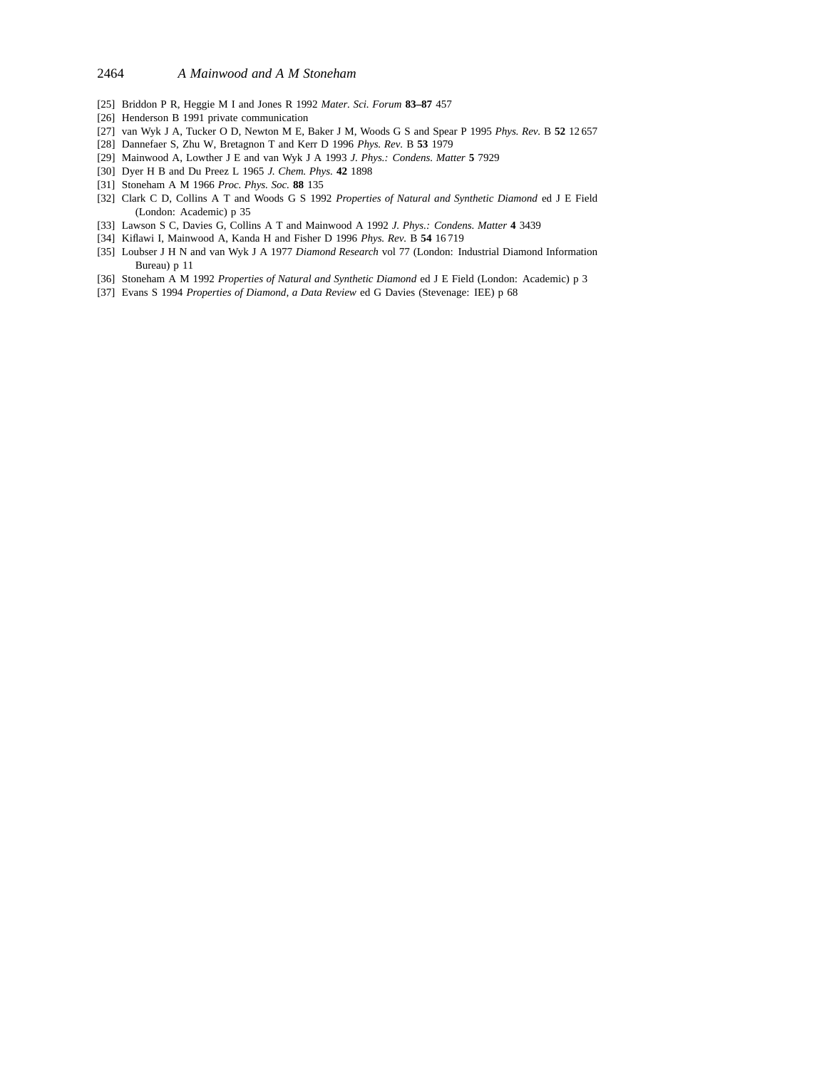[25] Briddon P R, Heggie M I and Jones R 1992 *Mater. Sci. Forum* **83–87** 457
[26] Henderson B 1991 private communication
[27] van Wyk J A, Tucker O D, Newton M E, Baker J M, Woods G S and Spear P 1995 *Phys. Rev.* B **52** 12 657
[28] Dannefaer S, Zhu W, Bretagnon T and Kerr D 1996 *Phys. Rev.* B **53** 1979
[29] Mainwood A, Lowther J E and van Wyk J A 1993 *J. Phys.: Condens. Matter* **5** 7929
[30] Dyer H B and Du Preez L 1965 *J. Chem. Phys.* **42** 1898
[31] Stoneham A M 1966 *Proc. Phys. Soc.* **88** 135
[32] Clark C D, Collins A T and Woods G S 1992 *Properties of Natural and Synthetic Diamond* ed J E Field (London: Academic) p 35
[33] Lawson S C, Davies G, Collins A T and Mainwood A 1992 *J. Phys.: Condens. Matter* **4** 3439
[34] Kiflawi I, Mainwood A, Kanda H and Fisher D 1996 *Phys. Rev.* B **54** 16 719
[35] Loubser J H N and van Wyk J A 1977 *Diamond Research* vol 77 (London: Industrial Diamond Information Bureau) p 11
[36] Stoneham A M 1992 *Properties of Natural and Synthetic Diamond* ed J E Field (London: Academic) p 3
[37] Evans S 1994 *Properties of Diamond, a Data Review* ed G Davies (Stevenage: IEE) p 68